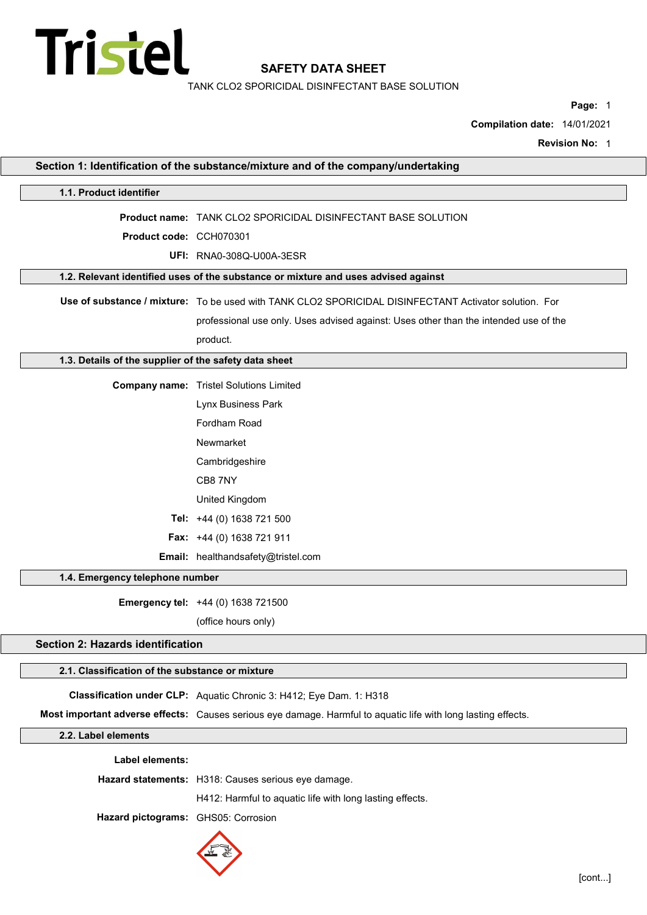# SAFETY DATA SHEET

TANK CLO2 SPORICIDAL DISINFECTANT BASE SOLUTION

**Compilation date:** 14/01/2021

**Revision No:** 1

## Section 1: Identification of the substance/mixture and of the company/undertaking

### 1.1. Product identifier

**Product name:** TANK CLO2 SPORICIDAL DISINFECTANT BASE SOLUTION

**Product code:** CCH070301

**UFI:** RNA0-308Q-U00A-3ESR

### 1.2. Relevant identified uses of the substance or mixture and uses advised against

**Use of substance / mixture:** To be used with TANK CLO2 SPORICIDAL DISINFECTANT Activator solution. For professional use only. Uses advised against: Uses other than the intended use of the product.

### 1.3. Details of the supplier of the safety data sheet

**Company name:** Tristel Solutions Limited
Lynx Business Park
Fordham Road
Newmarket
Cambridgeshire
CB8 7NY
United Kingdom

**Tel:** +44 (0) 1638 721 500

**Fax:** +44 (0) 1638 721 911

**Email:** healthandsafety@tristel.com

### 1.4. Emergency telephone number

**Emergency tel:** +44 (0) 1638 721500
(office hours only)

## Section 2: Hazards identification

### 2.1. Classification of the substance or mixture

**Classification under CLP:** Aquatic Chronic 3: H412; Eye Dam. 1: H318

**Most important adverse effects:** Causes serious eye damage. Harmful to aquatic life with long lasting effects.

### 2.2. Label elements

**Label elements:**

**Hazard statements:** H318: Causes serious eye damage.
H412: Harmful to aquatic life with long lasting effects.

**Hazard pictograms:** GHS05: Corrosion

[cont...]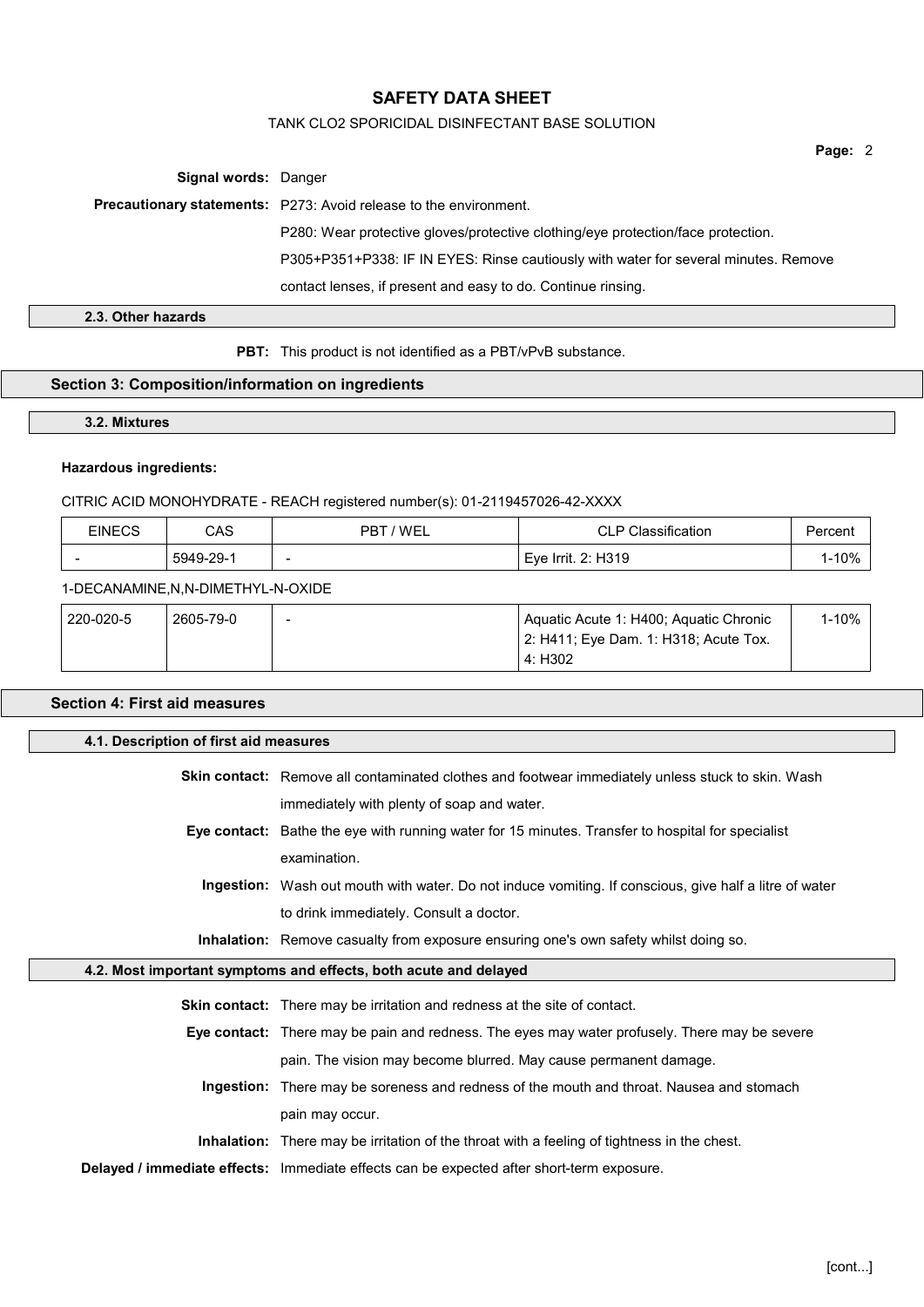**Signal words:** Danger

**Precautionary statements:** P273: Avoid release to the environment.

P280: Wear protective gloves/protective clothing/eye protection/face protection.

P305+P351+P338: IF IN EYES: Rinse cautiously with water for several minutes. Remove contact lenses, if present and easy to do. Continue rinsing.

### 2.3. Other hazards

**PBT:** This product is not identified as a PBT/vPvB substance.

## Section 3: Composition/information on ingredients

### 3.2. Mixtures

**Hazardous ingredients:**

CITRIC ACID MONOHYDRATE - REACH registered number(s): 01-2119457026-42-XXXX

| EINECS | CAS | PBT / WEL | CLP Classification | Percent |
|---|---|---|---|---|
| - | 5949-29-1 | - | Eye Irrit. 2: H319 | 1-10% |

1-DECANAMINE,N,N-DIMETHYL-N-OXIDE

| EINECS | CAS | PBT / WEL | CLP Classification | Percent |
|---|---|---|---|---|
| 220-020-5 | 2605-79-0 | - | Aquatic Acute 1: H400; Aquatic Chronic 2: H411; Eye Dam. 1: H318; Acute Tox. 4: H302 | 1-10% |

## Section 4: First aid measures

### 4.1. Description of first aid measures

**Skin contact:** Remove all contaminated clothes and footwear immediately unless stuck to skin. Wash immediately with plenty of soap and water.

**Eye contact:** Bathe the eye with running water for 15 minutes. Transfer to hospital for specialist examination.

**Ingestion:** Wash out mouth with water. Do not induce vomiting. If conscious, give half a litre of water to drink immediately. Consult a doctor.

**Inhalation:** Remove casualty from exposure ensuring one's own safety whilst doing so.

### 4.2. Most important symptoms and effects, both acute and delayed

**Skin contact:** There may be irritation and redness at the site of contact.

**Eye contact:** There may be pain and redness. The eyes may water profusely. There may be severe pain. The vision may become blurred. May cause permanent damage.

**Ingestion:** There may be soreness and redness of the mouth and throat. Nausea and stomach pain may occur.

**Inhalation:** There may be irritation of the throat with a feeling of tightness in the chest.

**Delayed / immediate effects:** Immediate effects can be expected after short-term exposure.

[cont...]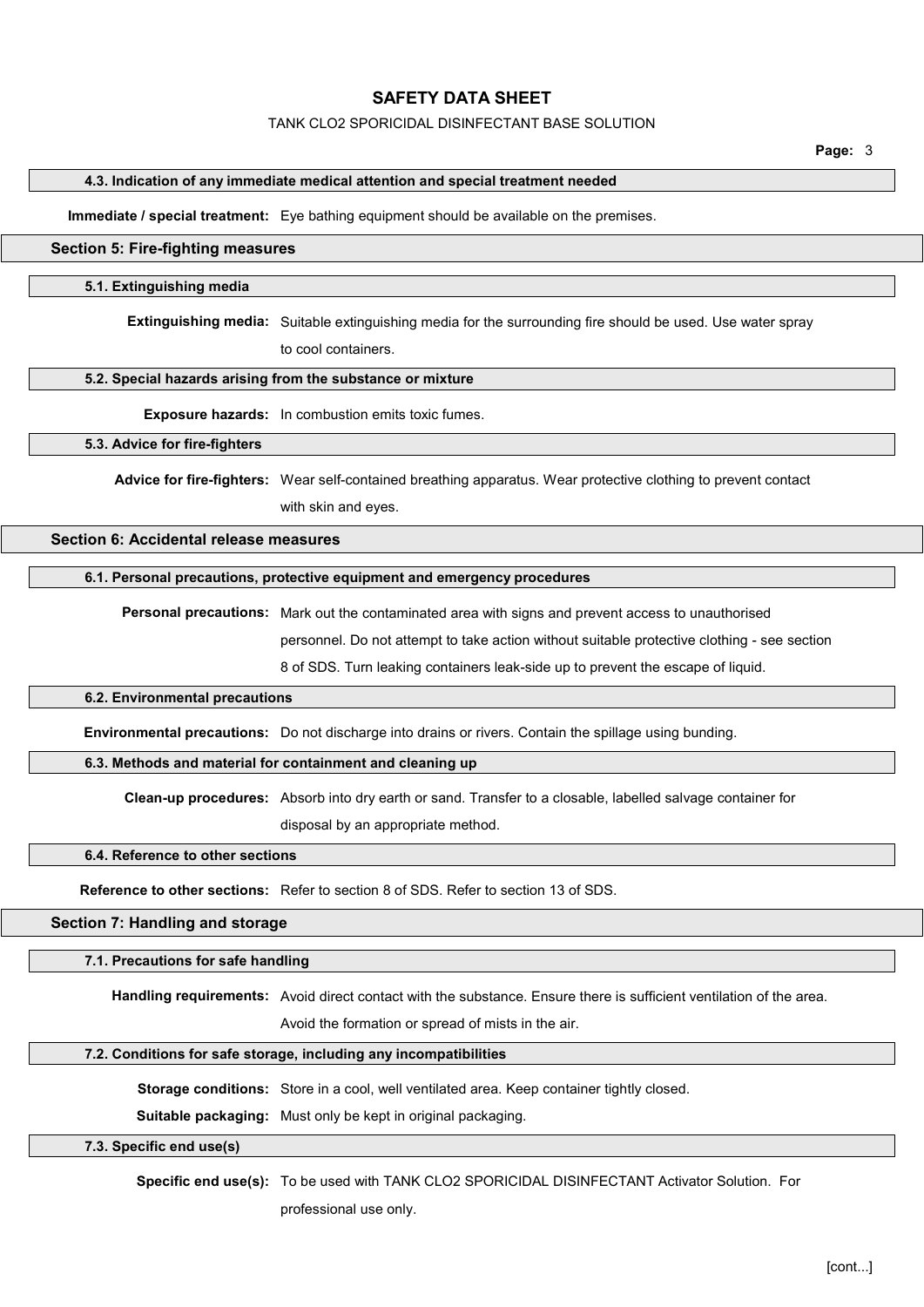### 4.3. Indication of any immediate medical attention and special treatment needed

**Immediate / special treatment:** Eye bathing equipment should be available on the premises.

## Section 5: Fire-fighting measures

### 5.1. Extinguishing media

**Extinguishing media:** Suitable extinguishing media for the surrounding fire should be used. Use water spray to cool containers.

### 5.2. Special hazards arising from the substance or mixture

**Exposure hazards:** In combustion emits toxic fumes.

### 5.3. Advice for fire-fighters

**Advice for fire-fighters:** Wear self-contained breathing apparatus. Wear protective clothing to prevent contact with skin and eyes.

## Section 6: Accidental release measures

### 6.1. Personal precautions, protective equipment and emergency procedures

**Personal precautions:** Mark out the contaminated area with signs and prevent access to unauthorised personnel. Do not attempt to take action without suitable protective clothing - see section 8 of SDS. Turn leaking containers leak-side up to prevent the escape of liquid.

### 6.2. Environmental precautions

**Environmental precautions:** Do not discharge into drains or rivers. Contain the spillage using bunding.

### 6.3. Methods and material for containment and cleaning up

**Clean-up procedures:** Absorb into dry earth or sand. Transfer to a closable, labelled salvage container for disposal by an appropriate method.

### 6.4. Reference to other sections

**Reference to other sections:** Refer to section 8 of SDS. Refer to section 13 of SDS.

## Section 7: Handling and storage

### 7.1. Precautions for safe handling

**Handling requirements:** Avoid direct contact with the substance. Ensure there is sufficient ventilation of the area. Avoid the formation or spread of mists in the air.

### 7.2. Conditions for safe storage, including any incompatibilities

**Storage conditions:** Store in a cool, well ventilated area. Keep container tightly closed.

**Suitable packaging:** Must only be kept in original packaging.

### 7.3. Specific end use(s)

**Specific end use(s):** To be used with TANK CLO2 SPORICIDAL DISINFECTANT Activator Solution. For professional use only.

[cont...]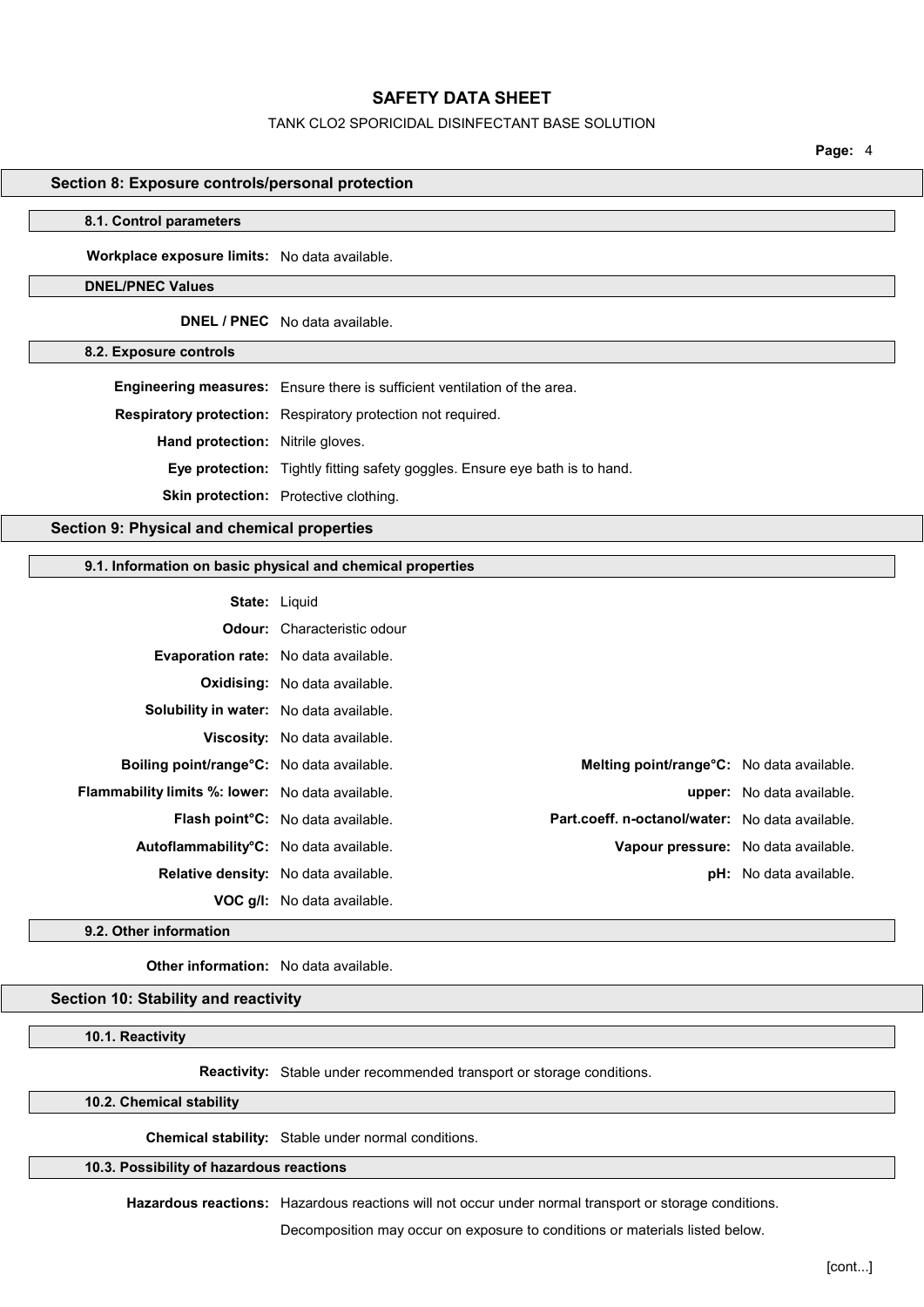## Section 8: Exposure controls/personal protection

### 8.1. Control parameters

**Workplace exposure limits:** No data available.

#### DNEL/PNEC Values

**DNEL / PNEC** No data available.

### 8.2. Exposure controls

**Engineering measures:** Ensure there is sufficient ventilation of the area.

**Respiratory protection:** Respiratory protection not required.

**Hand protection:** Nitrile gloves.

**Eye protection:** Tightly fitting safety goggles. Ensure eye bath is to hand.

**Skin protection:** Protective clothing.

## Section 9: Physical and chemical properties

### 9.1. Information on basic physical and chemical properties

**State:** Liquid

**Odour:** Characteristic odour

**Evaporation rate:** No data available.

**Oxidising:** No data available.

**Solubility in water:** No data available.

**Viscosity:** No data available.

| | | | |
|---|---|---|---|
| **Boiling point/range°C:** | No data available. | **Melting point/range°C:** | No data available. |
| **Flammability limits %: lower:** | No data available. | **upper:** | No data available. |
| **Flash point°C:** | No data available. | **Part.coeff. n-octanol/water:** | No data available. |
| **Autoflammability°C:** | No data available. | **Vapour pressure:** | No data available. |
| **Relative density:** | No data available. | **pH:** | No data available. |
| **VOC g/l:** | No data available. | | |

### 9.2. Other information

**Other information:** No data available.

## Section 10: Stability and reactivity

### 10.1. Reactivity

**Reactivity:** Stable under recommended transport or storage conditions.

### 10.2. Chemical stability

**Chemical stability:** Stable under normal conditions.

### 10.3. Possibility of hazardous reactions

**Hazardous reactions:** Hazardous reactions will not occur under normal transport or storage conditions.

Decomposition may occur on exposure to conditions or materials listed below.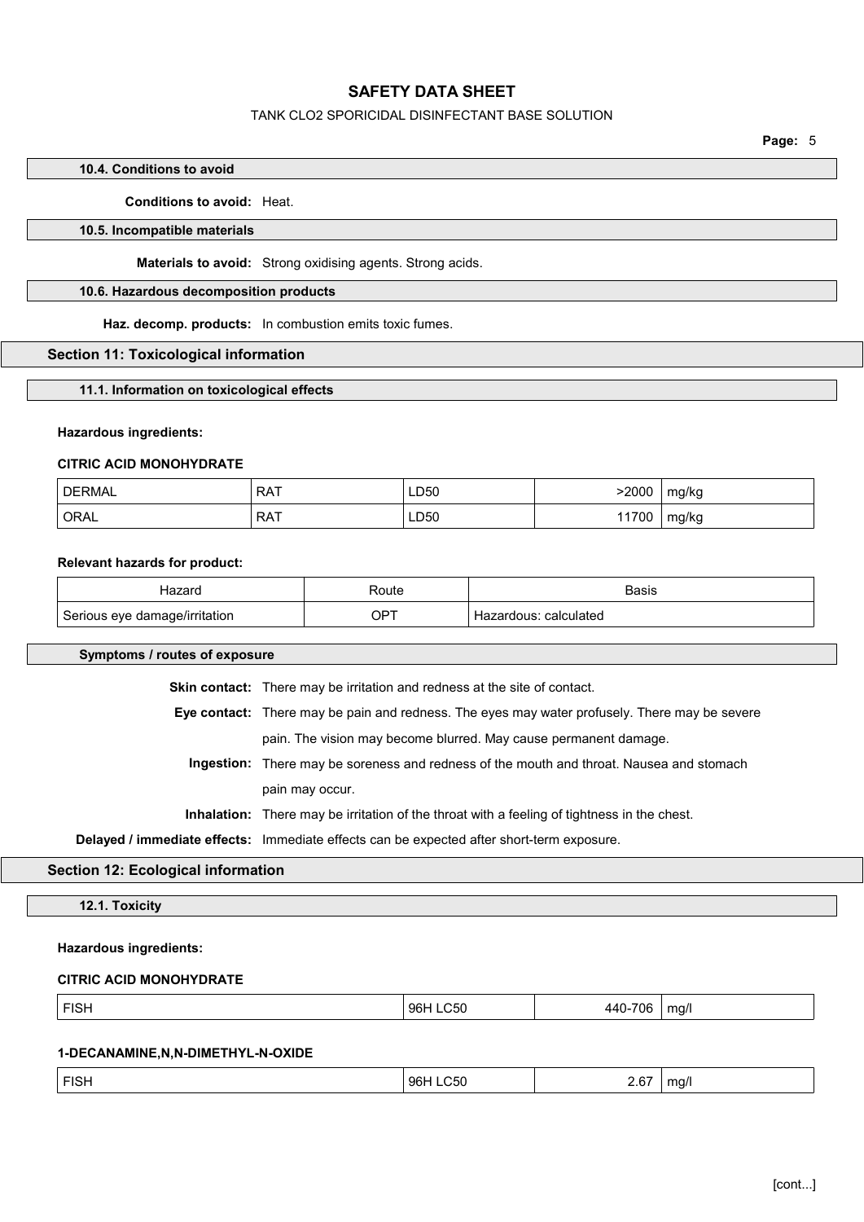### 10.4. Conditions to avoid

**Conditions to avoid:** Heat.

### 10.5. Incompatible materials

**Materials to avoid:** Strong oxidising agents. Strong acids.

### 10.6. Hazardous decomposition products

**Haz. decomp. products:** In combustion emits toxic fumes.

## Section 11: Toxicological information

### 11.1. Information on toxicological effects

**Hazardous ingredients:**

**CITRIC ACID MONOHYDRATE**

| | | | | |
|---|---|---|---|---|
| DERMAL | RAT | LD50 | >2000 | mg/kg |
| ORAL | RAT | LD50 | 11700 | mg/kg |

**Relevant hazards for product:**

| Hazard | Route | Basis |
|---|---|---|
| Serious eye damage/irritation | OPT | Hazardous: calculated |

### Symptoms / routes of exposure

**Skin contact:** There may be irritation and redness at the site of contact.

**Eye contact:** There may be pain and redness. The eyes may water profusely. There may be severe pain. The vision may become blurred. May cause permanent damage.

**Ingestion:** There may be soreness and redness of the mouth and throat. Nausea and stomach pain may occur.

**Inhalation:** There may be irritation of the throat with a feeling of tightness in the chest.

**Delayed / immediate effects:** Immediate effects can be expected after short-term exposure.

## Section 12: Ecological information

### 12.1. Toxicity

**Hazardous ingredients:**

**CITRIC ACID MONOHYDRATE**

| | | | |
|---|---|---|---|
| FISH | 96H LC50 | 440-706 | mg/l |

**1-DECANAMINE,N,N-DIMETHYL-N-OXIDE**

| | | | |
|---|---|---|---|
| FISH | 96H LC50 | 2.67 | mg/l |

[cont...]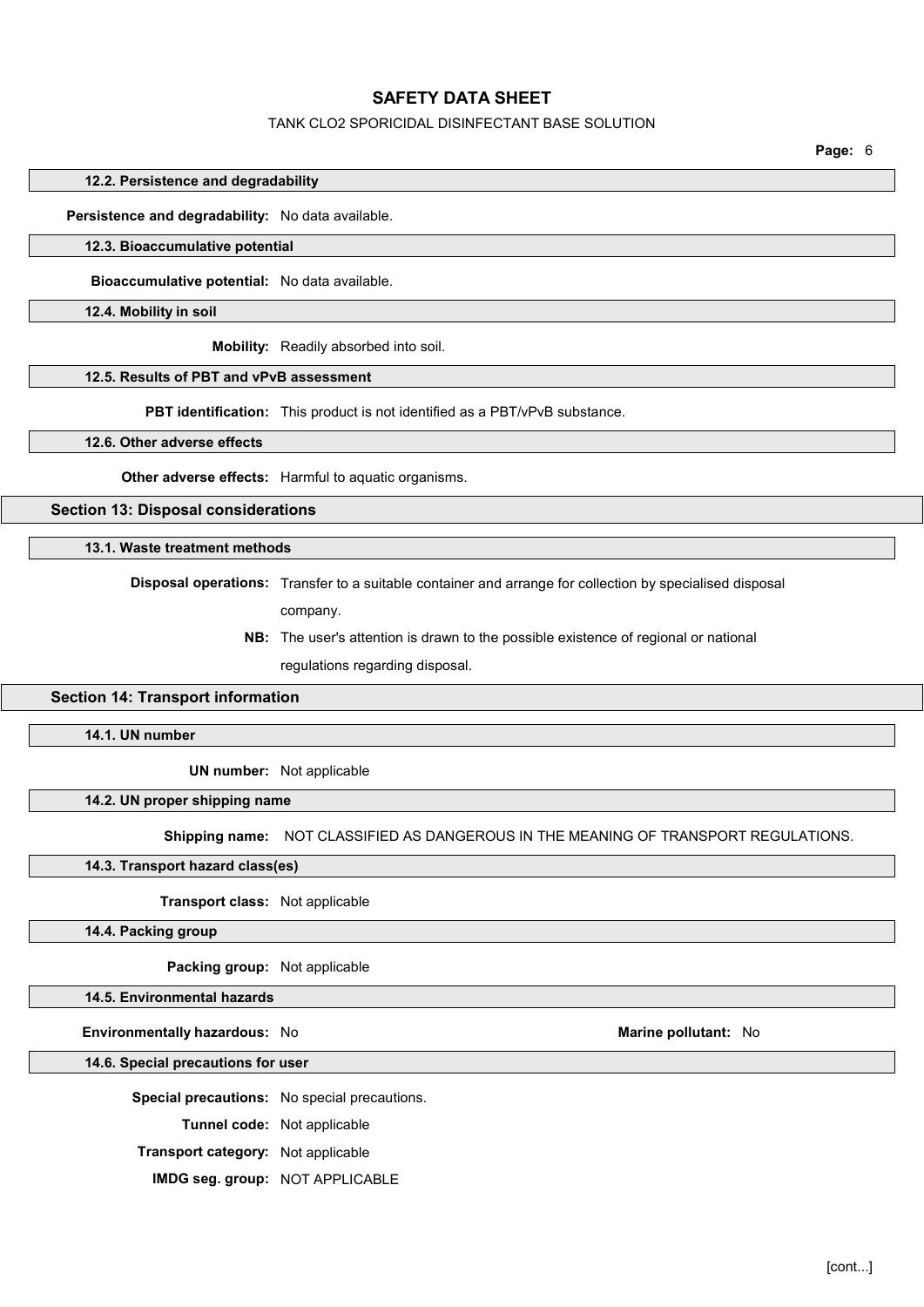#### 12.2. Persistence and degradability

**Persistence and degradability:** No data available.

#### 12.3. Bioaccumulative potential

**Bioaccumulative potential:** No data available.

#### 12.4. Mobility in soil

**Mobility:** Readily absorbed into soil.

#### 12.5. Results of PBT and vPvB assessment

**PBT identification:** This product is not identified as a PBT/vPvB substance.

#### 12.6. Other adverse effects

**Other adverse effects:** Harmful to aquatic organisms.

### Section 13: Disposal considerations

#### 13.1. Waste treatment methods

**Disposal operations:** Transfer to a suitable container and arrange for collection by specialised disposal company.

**NB:** The user's attention is drawn to the possible existence of regional or national regulations regarding disposal.

### Section 14: Transport information

#### 14.1. UN number

**UN number:** Not applicable

#### 14.2. UN proper shipping name

**Shipping name:** NOT CLASSIFIED AS DANGEROUS IN THE MEANING OF TRANSPORT REGULATIONS.

#### 14.3. Transport hazard class(es)

**Transport class:** Not applicable

#### 14.4. Packing group

**Packing group:** Not applicable

#### 14.5. Environmental hazards

**Environmentally hazardous:** No

**Marine pollutant:** No

#### 14.6. Special precautions for user

**Special precautions:** No special precautions.

**Tunnel code:** Not applicable

**Transport category:** Not applicable

**IMDG seg. group:** NOT APPLICABLE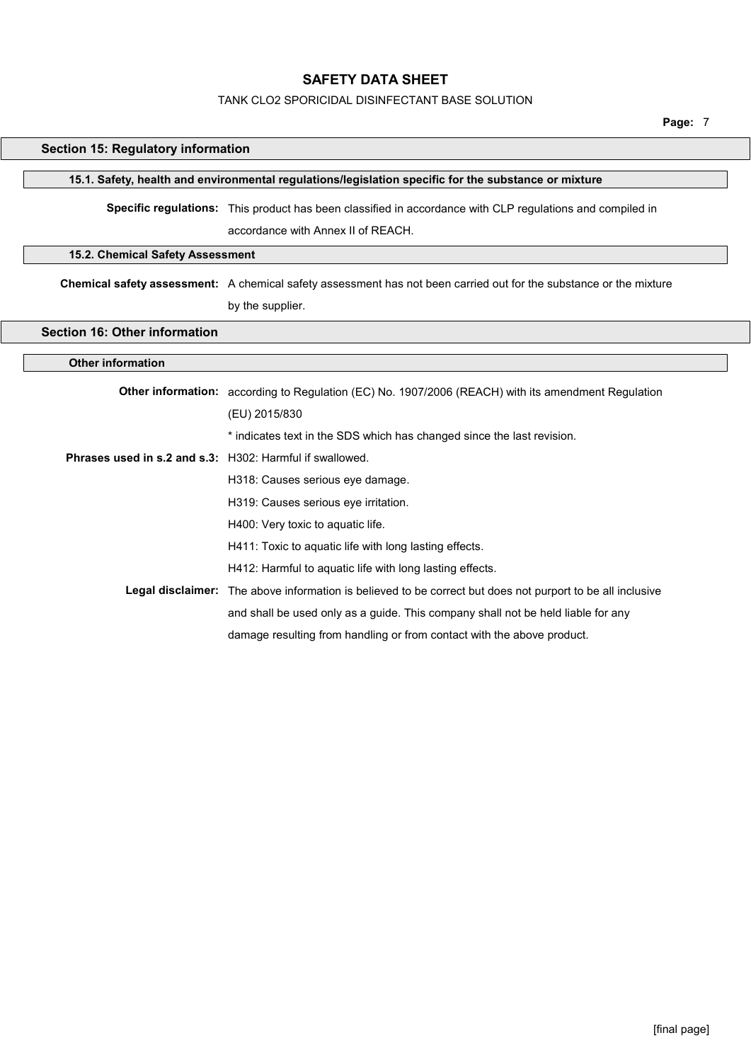## Section 15: Regulatory information

### 15.1. Safety, health and environmental regulations/legislation specific for the substance or mixture

**Specific regulations:** This product has been classified in accordance with CLP regulations and compiled in accordance with Annex II of REACH.

### 15.2. Chemical Safety Assessment

**Chemical safety assessment:** A chemical safety assessment has not been carried out for the substance or the mixture by the supplier.

## Section 16: Other information

### Other information

**Other information:** according to Regulation (EC) No. 1907/2006 (REACH) with its amendment Regulation (EU) 2015/830

\* indicates text in the SDS which has changed since the last revision.

**Phrases used in s.2 and s.3:** H302: Harmful if swallowed.

H318: Causes serious eye damage.

H319: Causes serious eye irritation.

H400: Very toxic to aquatic life.

H411: Toxic to aquatic life with long lasting effects.

H412: Harmful to aquatic life with long lasting effects.

**Legal disclaimer:** The above information is believed to be correct but does not purport to be all inclusive and shall be used only as a guide. This company shall not be held liable for any damage resulting from handling or from contact with the above product.

[final page]